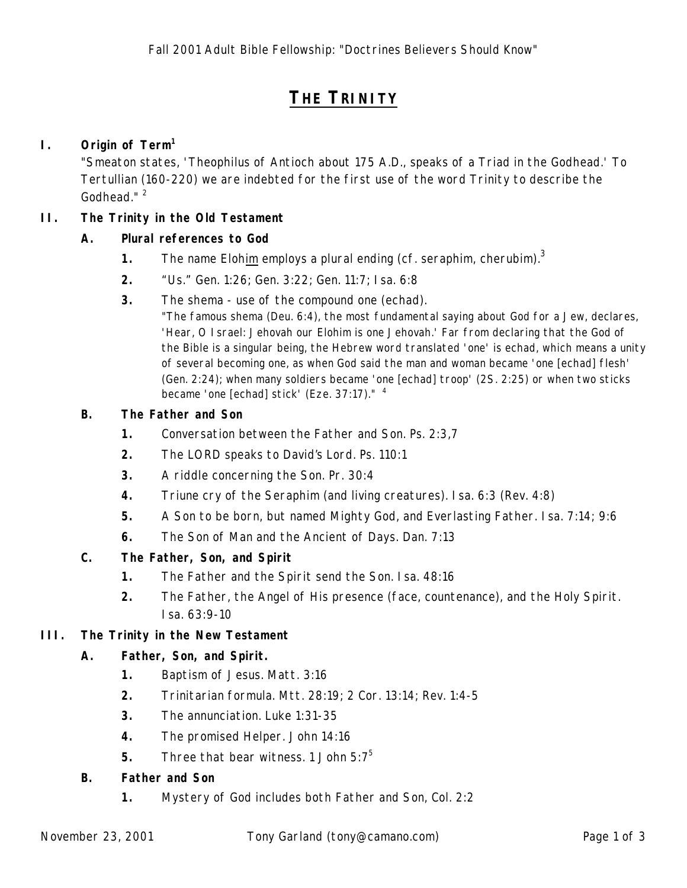Fall 2001 Adult Bible Fellowship: "Doctrines Believers Should Know"

# THE TRINITY

## I. Origin of Term[1]

"Smeaton states, 'Theophilus of Antioch about 175 A.D., speaks of a Triad in the Godhead.' To Tertullian (160-220) we are indebted for the first use of the word Trinity to describe the Godhead." [2]

## II. The Trinity in the Old Testament

### A. Plural references to God

1. The name Eloh<u>im</u> employs a plural ending (cf. seraphim, cherubim).[3]
2. "Us." Gen. 1:26; Gen. 3:22; Gen. 11:7; Isa. 6:8
3. The shema - use of the compound one (echad).
   "The famous shema (Deu. 6:4), the most fundamental saying about God for a Jew, declares, 'Hear, O Israel: Jehovah our Elohim is one Jehovah.' Far from declaring that the God of the Bible is a singular being, the Hebrew word translated 'one' is echad, which means a unity of several becoming one, as when God said the man and woman became 'one [echad] flesh' (Gen. 2:24); when many soldiers became 'one [echad] troop' (2S. 2:25) or when two sticks became 'one [echad] stick' (Eze. 37:17)." [4]

### B. The Father and Son

1. Conversation between the Father and Son. Ps. 2:3,7
2. The LORD speaks to David's Lord. Ps. 110:1
3. A riddle concerning the Son. Pr. 30:4
4. Triune cry of the Seraphim (and living creatures). Isa. 6:3 (Rev. 4:8)
5. A Son to be born, but named Mighty God, and Everlasting Father. Isa. 7:14; 9:6
6. The Son of Man and the Ancient of Days. Dan. 7:13

### C. The Father, Son, and Spirit

1. The Father and the Spirit send the Son. Isa. 48:16
2. The Father, the Angel of His presence (face, countenance), and the Holy Spirit. Isa. 63:9-10

## III. The Trinity in the New Testament

### A. Father, Son, and Spirit.

1. Baptism of Jesus. Matt. 3:16
2. Trinitarian formula. Mtt. 28:19; 2 Cor. 13:14; Rev. 1:4-5
3. The annunciation. Luke 1:31-35
4. The promised Helper. John 14:16
5. Three that bear witness. 1 John 5:7[5]

### B. Father and Son

1. Mystery of God includes both Father and Son, Col. 2:2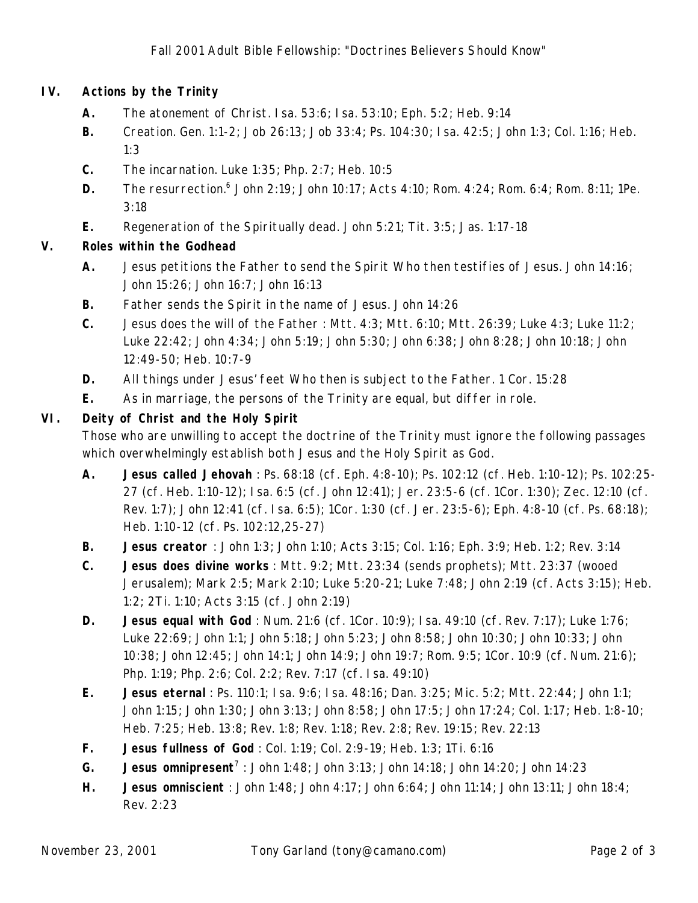## IV. Actions by the Trinity

- **A.** The atonement of Christ. Isa. 53:6; Isa. 53:10; Eph. 5:2; Heb. 9:14
- **B.** Creation. Gen. 1:1-2; Job 26:13; Job 33:4; Ps. 104:30; Isa. 42:5; John 1:3; Col. 1:16; Heb. 1:3
- **C.** The incarnation. Luke 1:35; Php. 2:7; Heb. 10:5
- **D.** The resurrection.[6] John 2:19; John 10:17; Acts 4:10; Rom. 4:24; Rom. 6:4; Rom. 8:11; 1Pe. 3:18
- **E.** Regeneration of the Spiritually dead. John 5:21; Tit. 3:5; Jas. 1:17-18

## V. Roles within the Godhead

- **A.** Jesus petitions the Father to send the Spirit Who then testifies of Jesus. John 14:16; John 15:26; John 16:7; John 16:13
- **B.** Father sends the Spirit in the name of Jesus. John 14:26
- **C.** Jesus does the will of the Father : Mtt. 4:3; Mtt. 6:10; Mtt. 26:39; Luke 4:3; Luke 11:2; Luke 22:42; John 4:34; John 5:19; John 5:30; John 6:38; John 8:28; John 10:18; John 12:49-50; Heb. 10:7-9
- **D.** All things under Jesus' feet Who then is subject to the Father. 1 Cor. 15:28
- **E.** As in marriage, the persons of the Trinity are equal, but differ in role.

## VI. Deity of Christ and the Holy Spirit

Those who are unwilling to accept the doctrine of the Trinity must ignore the following passages which overwhelmingly establish both Jesus and the Holy Spirit as God.

- **A.** **Jesus called Jehovah** : Ps. 68:18 (cf. Eph. 4:8-10); Ps. 102:12 (cf. Heb. 1:10-12); Ps. 102:25-27 (cf. Heb. 1:10-12); Isa. 6:5 (cf. John 12:41); Jer. 23:5-6 (cf. 1Cor. 1:30); Zec. 12:10 (cf. Rev. 1:7); John 12:41 (cf. Isa. 6:5); 1Cor. 1:30 (cf. Jer. 23:5-6); Eph. 4:8-10 (cf. Ps. 68:18); Heb. 1:10-12 (cf. Ps. 102:12,25-27)
- **B.** **Jesus creator** : John 1:3; John 1:10; Acts 3:15; Col. 1:16; Eph. 3:9; Heb. 1:2; Rev. 3:14
- **C.** **Jesus does divine works** : Mtt. 9:2; Mtt. 23:34 (sends prophets); Mtt. 23:37 (wooed Jerusalem); Mark 2:5; Mark 2:10; Luke 5:20-21; Luke 7:48; John 2:19 (cf. Acts 3:15); Heb. 1:2; 2Ti. 1:10; Acts 3:15 (cf. John 2:19)
- **D.** **Jesus equal with God** : Num. 21:6 (cf. 1Cor. 10:9); Isa. 49:10 (cf. Rev. 7:17); Luke 1:76; Luke 22:69; John 1:1; John 5:18; John 5:23; John 8:58; John 10:30; John 10:33; John 10:38; John 12:45; John 14:1; John 14:9; John 19:7; Rom. 9:5; 1Cor. 10:9 (cf. Num. 21:6); Php. 1:19; Php. 2:6; Col. 2:2; Rev. 7:17 (cf. Isa. 49:10)
- **E.** **Jesus eternal** : Ps. 110:1; Isa. 9:6; Isa. 48:16; Dan. 3:25; Mic. 5:2; Mtt. 22:44; John 1:1; John 1:15; John 1:30; John 3:13; John 8:58; John 17:5; John 17:24; Col. 1:17; Heb. 1:8-10; Heb. 7:25; Heb. 13:8; Rev. 1:8; Rev. 1:18; Rev. 2:8; Rev. 19:15; Rev. 22:13
- **F.** **Jesus fullness of God** : Col. 1:19; Col. 2:9-19; Heb. 1:3; 1Ti. 6:16
- **G.** **Jesus omnipresent**[7] : John 1:48; John 3:13; John 14:18; John 14:20; John 14:23
- **H.** **Jesus omniscient** : John 1:48; John 4:17; John 6:64; John 11:14; John 13:11; John 18:4; Rev. 2:23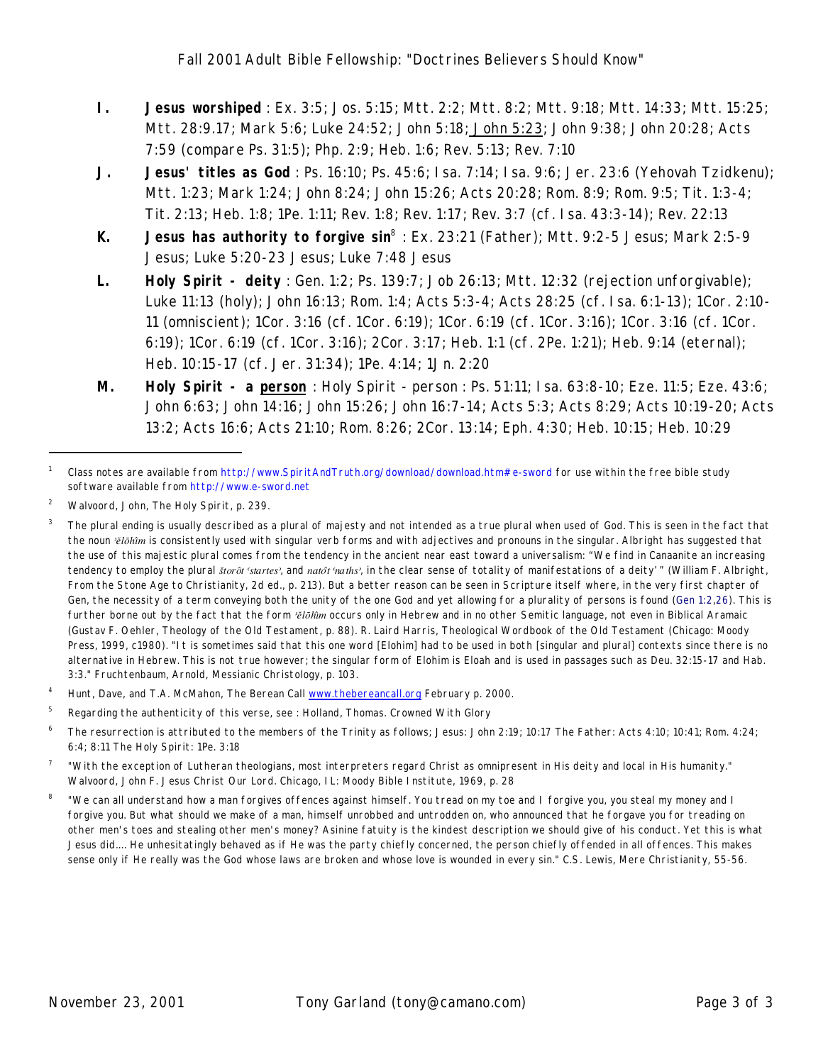I. **Jesus worshiped** : Ex. 3:5; Jos. 5:15; Mtt. 2:2; Mtt. 8:2; Mtt. 9:18; Mtt. 14:33; Mtt. 15:25; Mtt. 28:9.17; Mark 5:6; Luke 24:52; John 5:18; John 5:23; John 9:38; John 20:28; Acts 7:59 (compare Ps. 31:5); Php. 2:9; Heb. 1:6; Rev. 5:13; Rev. 7:10

J. **Jesus' titles as God** : Ps. 16:10; Ps. 45:6; Isa. 7:14; Isa. 9:6; Jer. 23:6 (Yehovah Tzidkenu); Mtt. 1:23; Mark 1:24; John 8:24; John 15:26; Acts 20:28; Rom. 8:9; Rom. 9:5; Tit. 1:3-4; Tit. 2:13; Heb. 1:8; 1Pe. 1:11; Rev. 1:8; Rev. 1:17; Rev. 3:7 (cf. Isa. 43:3-14); Rev. 22:13

K. **Jesus has authority to forgive sin**[8] : Ex. 23:21 (Father); Mtt. 9:2-5 Jesus; Mark 2:5-9 Jesus; Luke 5:20-23 Jesus; Luke 7:48 Jesus

L. **Holy Spirit - deity** : Gen. 1:2; Ps. 139:7; Job 26:13; Mtt. 12:32 (rejection unforgivable); Luke 11:13 (holy); John 16:13; Rom. 1:4; Acts 5:3-4; Acts 28:25 (cf. Isa. 6:1-13); 1Cor. 2:10-11 (omniscient); 1Cor. 3:16 (cf. 1Cor. 6:19); 1Cor. 6:19 (cf. 1Cor. 3:16); 1Cor. 3:16 (cf. 1Cor. 6:19); 1Cor. 6:19 (cf. 1Cor. 3:16); 2Cor. 3:17; Heb. 1:1 (cf. 2Pe. 1:21); Heb. 9:14 (eternal); Heb. 10:15-17 (cf. Jer. 31:34); 1Pe. 4:14; 1Jn. 2:20

M. **Holy Spirit - a person** : Holy Spirit - person : Ps. 51:11; Isa. 63:8-10; Eze. 11:5; Eze. 43:6; John 6:63; John 14:16; John 15:26; John 16:7-14; Acts 5:3; Acts 8:29; Acts 10:19-20; Acts 13:2; Acts 16:6; Acts 21:10; Rom. 8:26; 2Cor. 13:14; Eph. 4:30; Heb. 10:15; Heb. 10:29

---

[1] Class notes are available from http://www.SpiritAndTruth.org/download/download.htm#e-sword for use within the free bible study software available from http://www.e-sword.net

[2] Walvoord, John, The Holy Spirit, p. 239.

[3] The plural ending is usually described as a plural of majesty and not intended as a true plural when used of God. This is seen in the fact that the noun *ʾĕlōhîm* is consistently used with singular verb forms and with adjectives and pronouns in the singular. Albright has suggested that the use of this majestic plural comes from the tendency in the ancient near east toward a universalism: "We find in Canaanite an increasing tendency to employ the plural *ʿštorôt* 'startes', and *natôt* 'naths', in the clear sense of totality of manifestations of a deity' " (William F. Albright, From the Stone Age to Christianity, 2d ed., p. 213). But a better reason can be seen in Scripture itself where, in the very first chapter of Gen, the necessity of a term conveying both the unity of the one God and yet allowing for a plurality of persons is found (Gen 1:2,26). This is further borne out by the fact that the form *ʾĕlōhîm* occurs only in Hebrew and in no other Semitic language, not even in Biblical Aramaic (Gustav F. Oehler, Theology of the Old Testament, p. 88). R. Laird Harris, Theological Wordbook of the Old Testament (Chicago: Moody Press, 1999, c1980). "It is sometimes said that this one word [Elohim] had to be used in both [singular and plural] contexts since there is no alternative in Hebrew. This is not true however; the singular form of Elohim is Eloah and is used in passages such as Deu. 32:15-17 and Hab. 3:3." Fruchtenbaum, Arnold, Messianic Christology, p. 103.

[4] Hunt, Dave, and T.A. McMahon, The Berean Call www.thebereancall.org February p. 2000.

[5] Regarding the authenticity of this verse, see : Holland, Thomas. Crowned With Glory

[6] The resurrection is attributed to the members of the Trinity as follows; Jesus: John 2:19; 10:17 The Father: Acts 4:10; 10:41; Rom. 4:24; 6:4; 8:11 The Holy Spirit: 1Pe. 3:18

[7] "With the exception of Lutheran theologians, most interpreters regard Christ as omnipresent in His deity and local in His humanity." Walvoord, John F. Jesus Christ Our Lord. Chicago, IL: Moody Bible Institute, 1969, p. 28

[8] "We can all understand how a man forgives offences against himself. You tread on my toe and I forgive you, you steal my money and I forgive you. But what should we make of a man, himself unrobbed and untrodden on, who announced that he forgave you for treading on other men's toes and stealing other men's money? Asinine fatuity is the kindest description we should give of his conduct. Yet this is what Jesus did.... He unhesitatingly behaved as if He was the party chiefly concerned, the person chiefly offended in all offences. This makes sense only if He really was the God whose laws are broken and whose love is wounded in every sin." C.S. Lewis, Mere Christianity, 55-56.